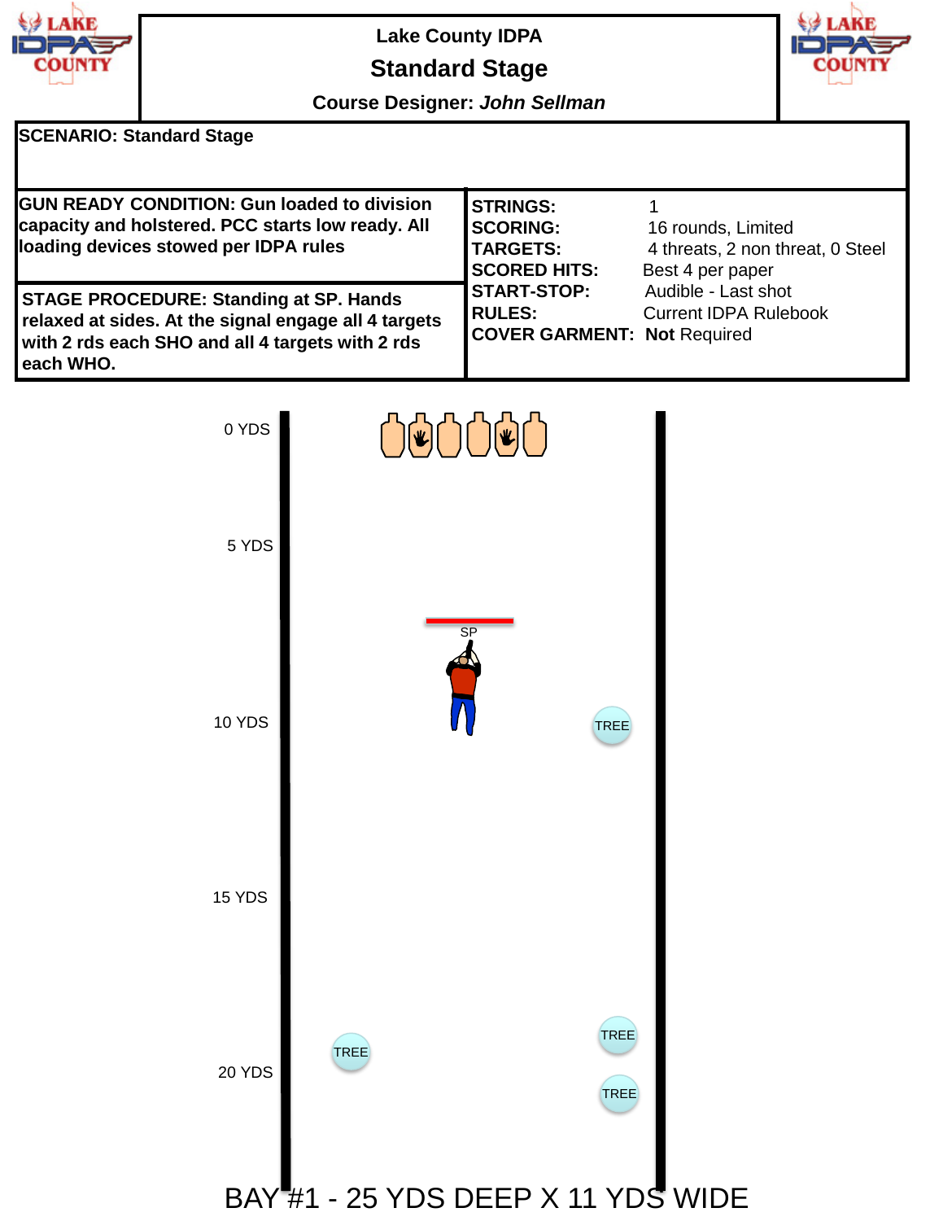# Lake County IDPA

## Standard Stage

**Course Designer:** ***John Sellman***

**SCENARIO: Standard Stage**

**GUN READY CONDITION: Gun loaded to division capacity and holstered. PCC starts low ready. All loading devices stowed per IDPA rules**

**STAGE PROCEDURE: Standing at SP. Hands relaxed at sides. At the signal engage all 4 targets with 2 rds each SHO and all 4 targets with 2 rds each WHO.**

| | |
|---|---|
| **STRINGS:** | 1 |
| **SCORING:** | 16 rounds, Limited |
| **TARGETS:** | 4 threats, 2 non threat, 0 Steel |
| **SCORED HITS:** | Best 4 per paper |
| **START-STOP:** | Audible - Last shot |
| **RULES:** | Current IDPA Rulebook |
| **COVER GARMENT:** | **Not** Required |

0 YDS

5 YDS

SP

10 YDS

TREE

15 YDS

TREE

TREE

20 YDS

TREE

BAY #1 - 25 YDS DEEP X 11 YDS WIDE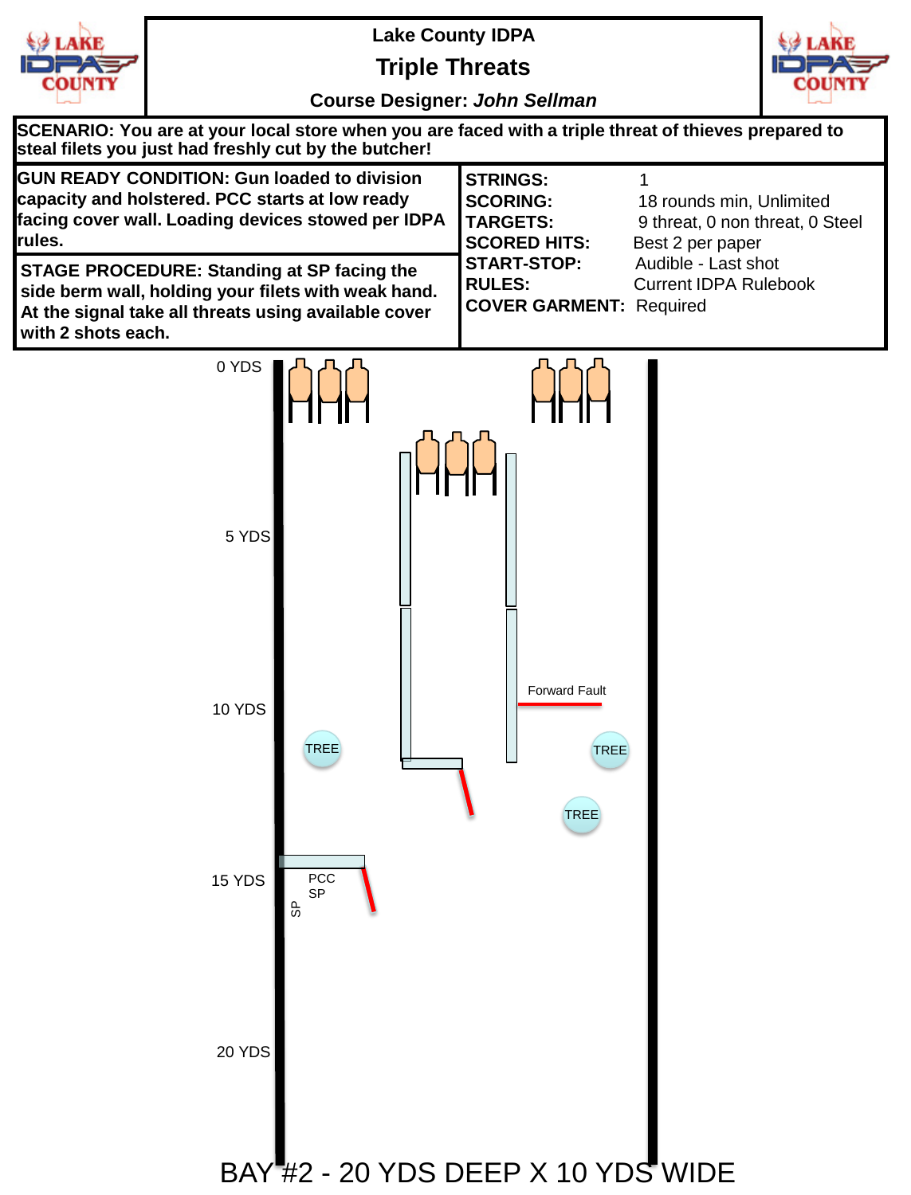# Lake County IDPA

## Triple Threats

**Course Designer:** *John Sellman*

**SCENARIO: You are at your local store when you are faced with a triple threat of thieves prepared to steal filets you just had freshly cut by the butcher!**

**GUN READY CONDITION: Gun loaded to division capacity and holstered. PCC starts at low ready facing cover wall. Loading devices stowed per IDPA rules.**

**STAGE PROCEDURE: Standing at SP facing the side berm wall, holding your filets with weak hand. At the signal take all threats using available cover with 2 shots each.**

| | |
|---|---|
| **STRINGS:** | 1 |
| **SCORING:** | 18 rounds min, Unlimited |
| **TARGETS:** | 9 threat, 0 non threat, 0 Steel |
| **SCORED HITS:** | Best 2 per paper |
| **START-STOP:** | Audible - Last shot |
| **RULES:** | Current IDPA Rulebook |
| **COVER GARMENT:** | Required |

0 YDS

5 YDS

10 YDS

15 YDS

20 YDS

Forward Fault

TREE

TREE

TREE

PCC SP

SP

BAY #2 - 20 YDS DEEP X 10 YDS WIDE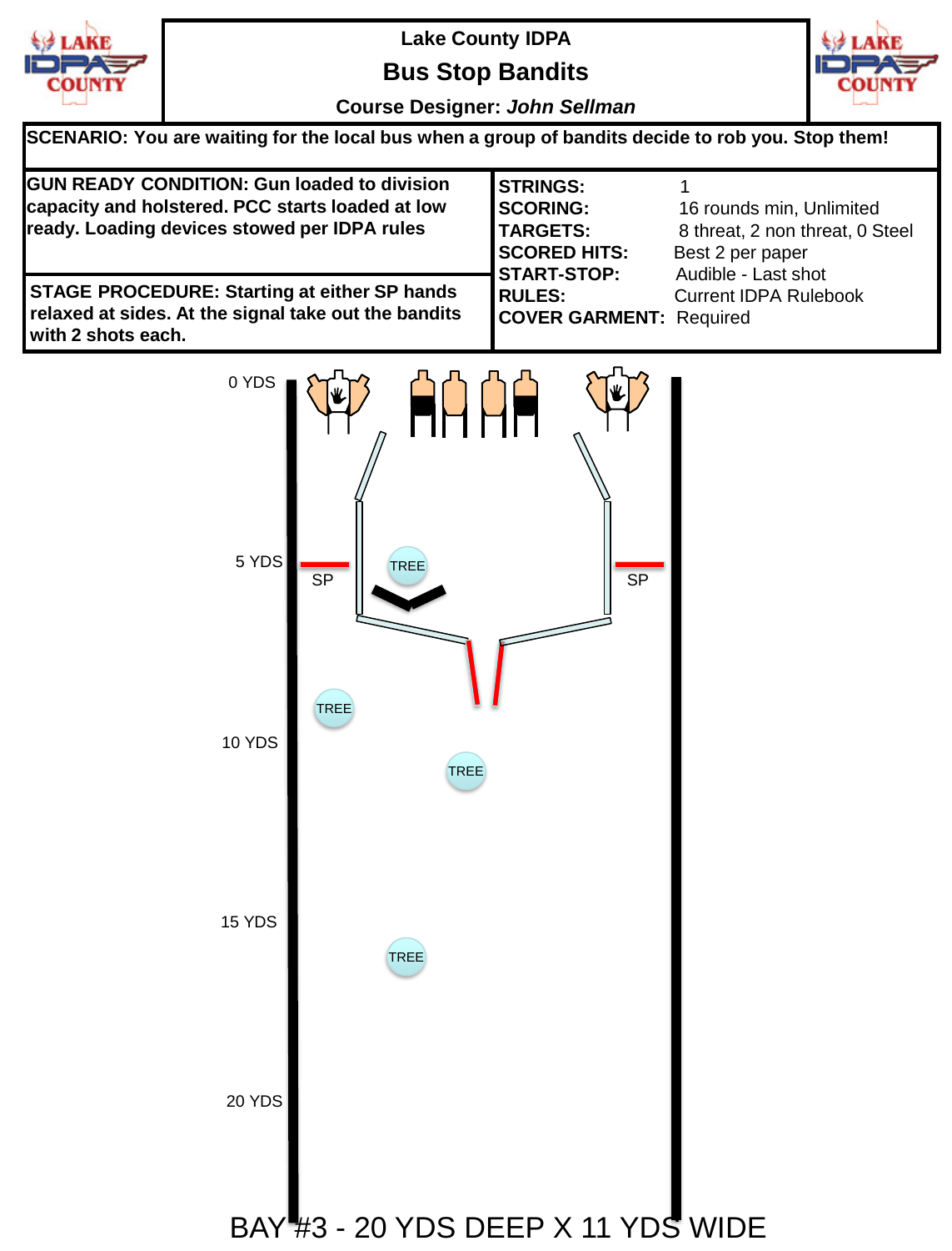# Lake County IDPA

## Bus Stop Bandits

**Course Designer:** *John Sellman*

**SCENARIO: You are waiting for the local bus when a group of bandits decide to rob you. Stop them!**

**GUN READY CONDITION: Gun loaded to division capacity and holstered. PCC starts loaded at low ready. Loading devices stowed per IDPA rules**

**STAGE PROCEDURE: Starting at either SP hands relaxed at sides. At the signal take out the bandits with 2 shots each.**

| | |
|---|---|
| **STRINGS:** | 1 |
| **SCORING:** | 16 rounds min, Unlimited |
| **TARGETS:** | 8 threat, 2 non threat, 0 Steel |
| **SCORED HITS:** | Best 2 per paper |
| **START-STOP:** | Audible - Last shot |
| **RULES:** | Current IDPA Rulebook |
| **COVER GARMENT:** | Required |

0 YDS

5 YDS

SP

SP

TREE

TREE

10 YDS

TREE

15 YDS

TREE

20 YDS

BAY #3 - 20 YDS DEEP X 11 YDS WIDE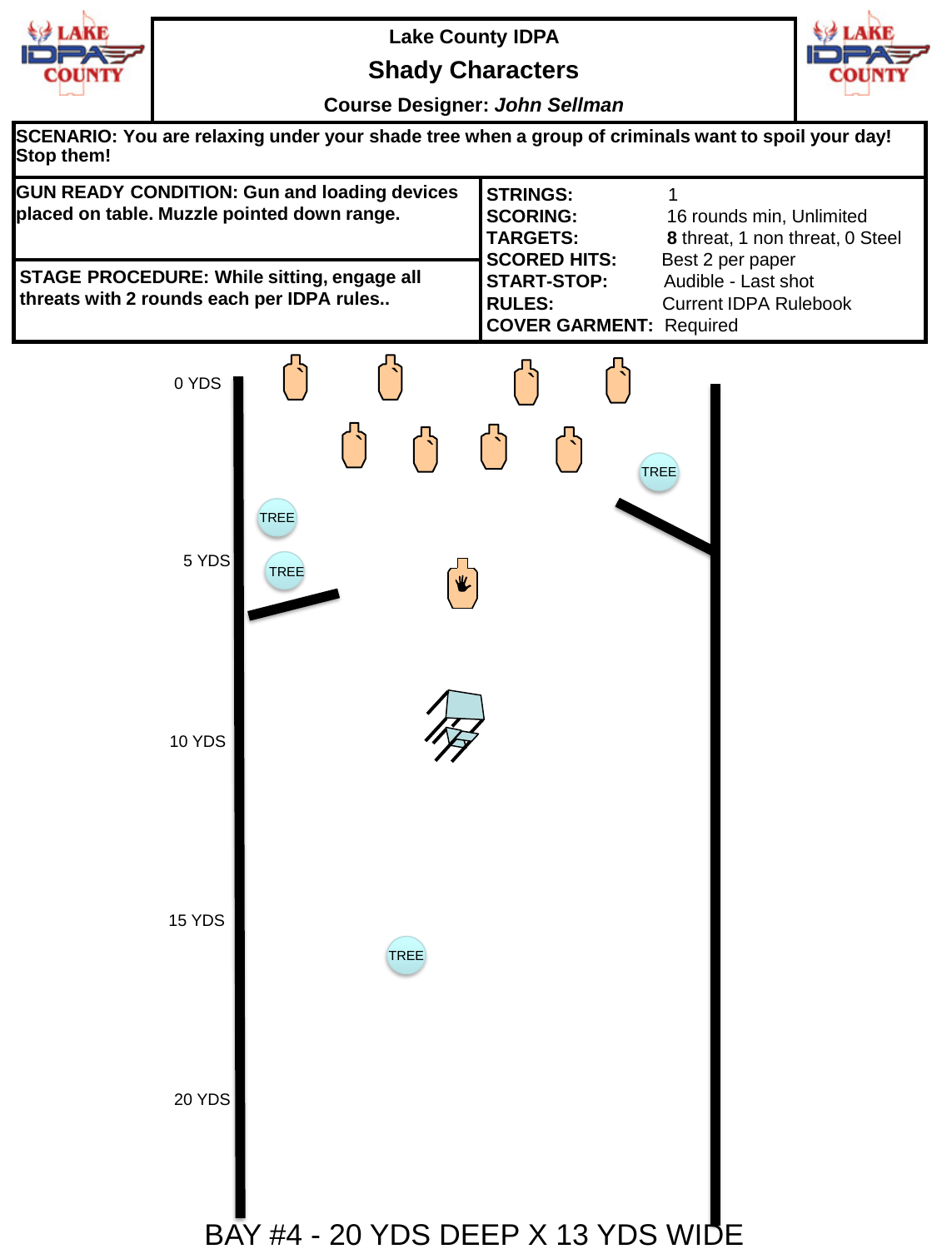# Lake County IDPA

## Shady Characters

**Course Designer:** ***John Sellman***

**SCENARIO: You are relaxing under your shade tree when a group of criminals want to spoil your day! Stop them!**

**GUN READY CONDITION: Gun and loading devices placed on table. Muzzle pointed down range.**

**STAGE PROCEDURE: While sitting, engage all threats with 2 rounds each per IDPA rules..**

| | |
|---|---|
| **STRINGS:** | 1 |
| **SCORING:** | 16 rounds min, Unlimited |
| **TARGETS:** | **8** threat, 1 non threat, 0 Steel |
| **SCORED HITS:** | Best 2 per paper |
| **START-STOP:** | Audible - Last shot |
| **RULES:** | Current IDPA Rulebook |
| **COVER GARMENT:** | Required |

0 YDS

TREE

TREE

5 YDS

TREE

10 YDS

15 YDS

TREE

20 YDS

BAY #4 - 20 YDS DEEP X 13 YDS WIDE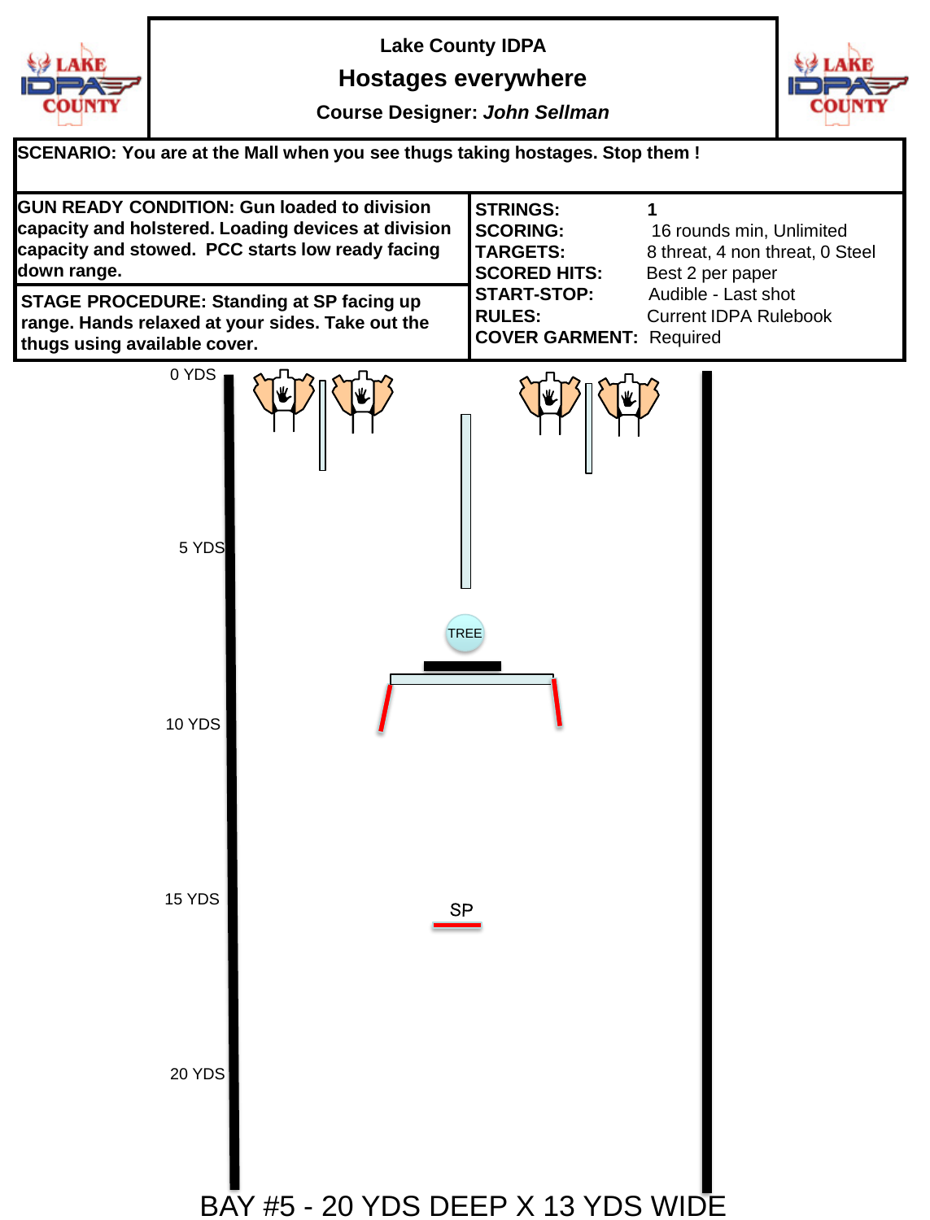Lake County IDPA

# Hostages everywhere

**Course Designer:** ***John Sellman***

**SCENARIO: You are at the Mall when you see thugs taking hostages. Stop them !**

**GUN READY CONDITION: Gun loaded to division capacity and holstered. Loading devices at division capacity and stowed. PCC starts low ready facing down range.**

**STAGE PROCEDURE: Standing at SP facing up range. Hands relaxed at your sides. Take out the thugs using available cover.**

| | |
|---|---|
| **STRINGS:** | 1 |
| **SCORING:** | 16 rounds min, Unlimited |
| **TARGETS:** | 8 threat, 4 non threat, 0 Steel |
| **SCORED HITS:** | Best 2 per paper |
| **START-STOP:** | Audible - Last shot |
| **RULES:** | Current IDPA Rulebook |
| **COVER GARMENT:** | Required |

0 YDS

5 YDS

TREE

10 YDS

15 YDS

SP

20 YDS

BAY #5 - 20 YDS DEEP X 13 YDS WIDE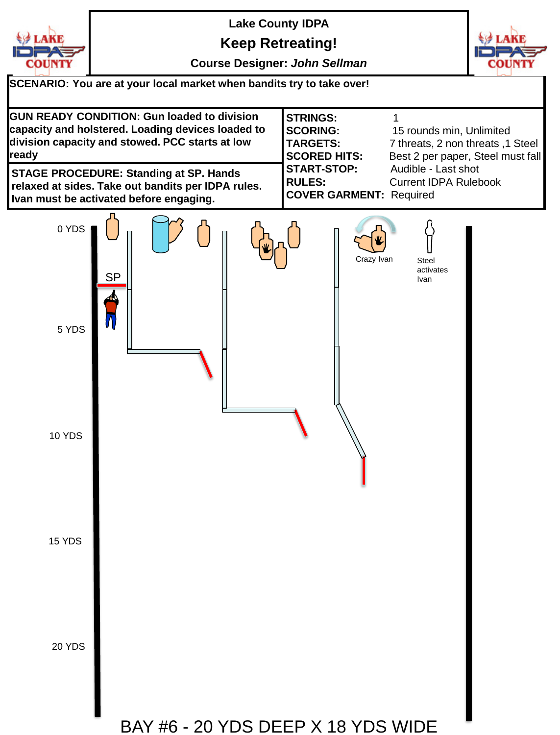# Lake County IDPA

## Keep Retreating!

**Course Designer:** ***John Sellman***

**SCENARIO: You are at your local market when bandits try to take over!**

**GUN READY CONDITION: Gun loaded to division capacity and holstered. Loading devices loaded to division capacity and stowed. PCC starts at low ready**

**STAGE PROCEDURE: Standing at SP. Hands relaxed at sides. Take out bandits per IDPA rules. Ivan must be activated before engaging.**

| | |
|---|---|
| **STRINGS:** | 1 |
| **SCORING:** | 15 rounds min, Unlimited |
| **TARGETS:** | 7 threats, 2 non threats ,1 Steel |
| **SCORED HITS:** | Best 2 per paper, Steel must fall |
| **START-STOP:** | Audible - Last shot |
| **RULES:** | Current IDPA Rulebook |
| **COVER GARMENT:** | Required |

0 YDS

SP

Crazy Ivan

Steel activates Ivan

5 YDS

10 YDS

15 YDS

20 YDS

BAY #6 - 20 YDS DEEP X 18 YDS WIDE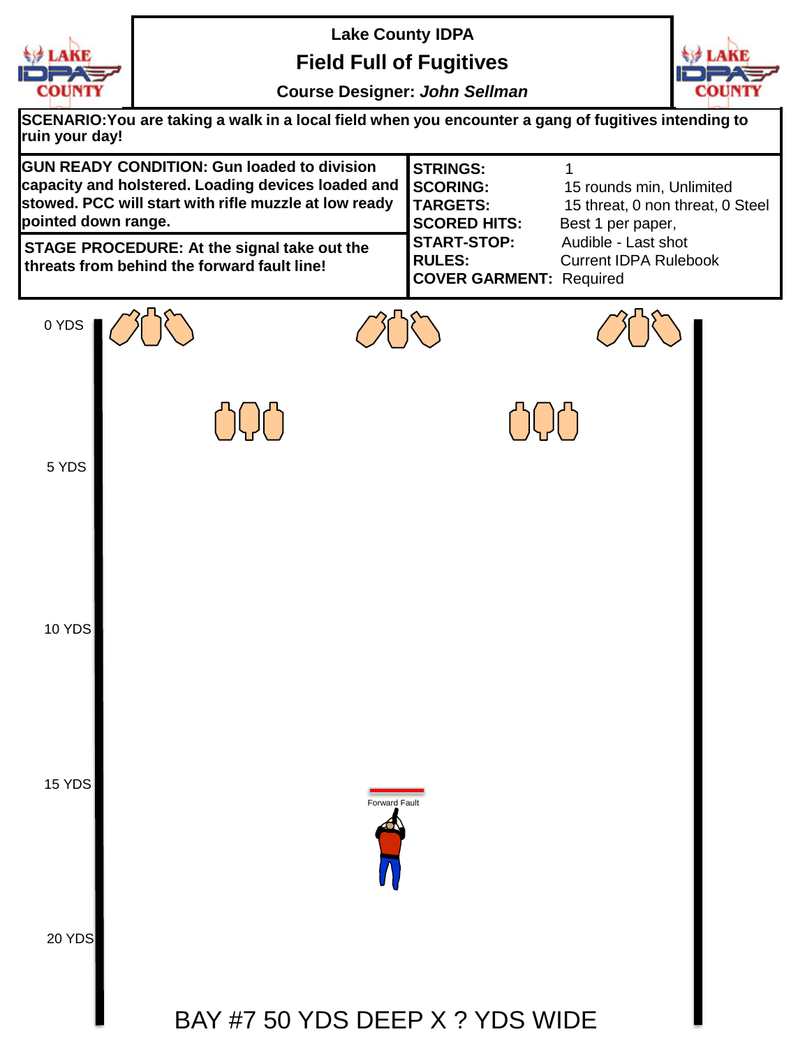# Lake County IDPA

## Field Full of Fugitives

**Course Designer:** ***John Sellman***

**SCENARIO:** You are taking a walk in a local field when you encounter a gang of fugitives intending to ruin your day!

**GUN READY CONDITION:** Gun loaded to division capacity and holstered. Loading devices loaded and stowed. PCC will start with rifle muzzle at low ready pointed down range.

**STAGE PROCEDURE:** At the signal take out the threats from behind the forward fault line!

| | |
|---|---|
| **STRINGS:** | 1 |
| **SCORING:** | 15 rounds min, Unlimited |
| **TARGETS:** | 15 threat, 0 non threat, 0 Steel |
| **SCORED HITS:** | Best 1 per paper, |
| **START-STOP:** | Audible - Last shot |
| **RULES:** | Current IDPA Rulebook |
| **COVER GARMENT:** | Required |

0 YDS

5 YDS

10 YDS

15 YDS

Forward Fault

20 YDS

BAY #7 50 YDS DEEP X ? YDS WIDE